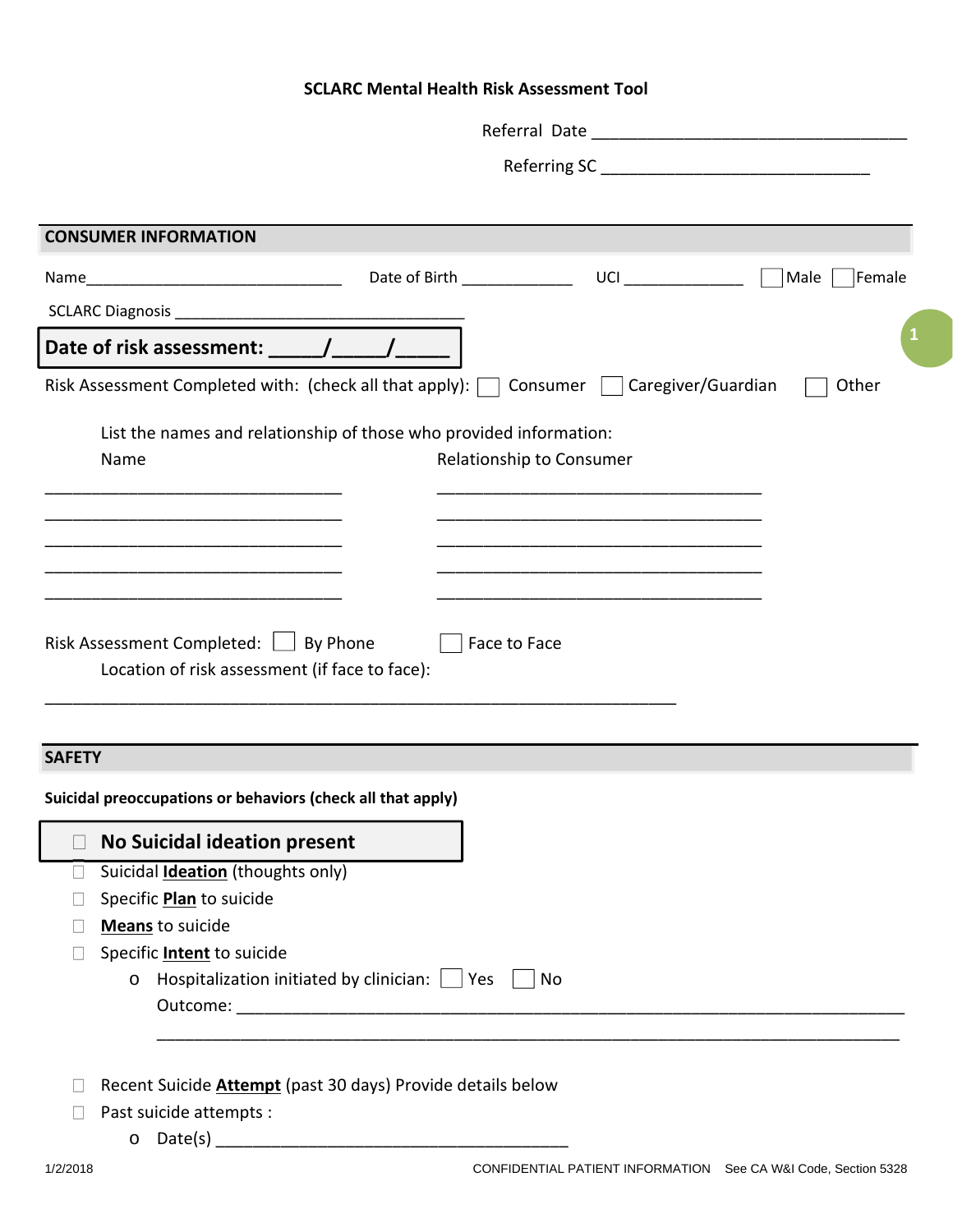# SCLARC Mental Health Risk Assessment Tool

Referral Date ___________________________________

Referring SC ______________________________

## CONSUMER INFORMATION

Name______________________________ Date of Birth ____________ UCI _____________ ☐ Male ☐ Female

SCLARC Diagnosis _________________________________

**Date of risk assessment: _____/_____/_____**

Risk Assessment Completed with: (check all that apply): ☐ Consumer ☐ Caregiver/Guardian ☐ Other

List the names and relationship of those who provided information:

| Name | Relationship to Consumer |
|---|---|
| _________________________________ | ____________________________________ |
| _________________________________ | ____________________________________ |
| _________________________________ | ____________________________________ |
| _________________________________ | ____________________________________ |
| _________________________________ | ____________________________________ |

Risk Assessment Completed: ☐ By Phone ☐ Face to Face

Location of risk assessment (if face to face):

______________________________________________________________________

## SAFETY

**Suicidal preoccupations or behaviors (check all that apply)**

- ☐ **No Suicidal ideation present**
- ☐ Suicidal **Ideation** (thoughts only)
- ☐ Specific **Plan** to suicide
- ☐ **Means** to suicide
- ☐ Specific **Intent** to suicide
  - Hospitalization initiated by clinician: ☐ Yes ☐ No
    Outcome: ___________________________________________________________________________
    ___________________________________________________________________________
- ☐ Recent Suicide **Attempt** (past 30 days) Provide details below
- ☐ Past suicide attempts :
  - Date(s) ___________________________________

1/2/2018 CONFIDENTIAL PATIENT INFORMATION See CA W&I Code, Section 5328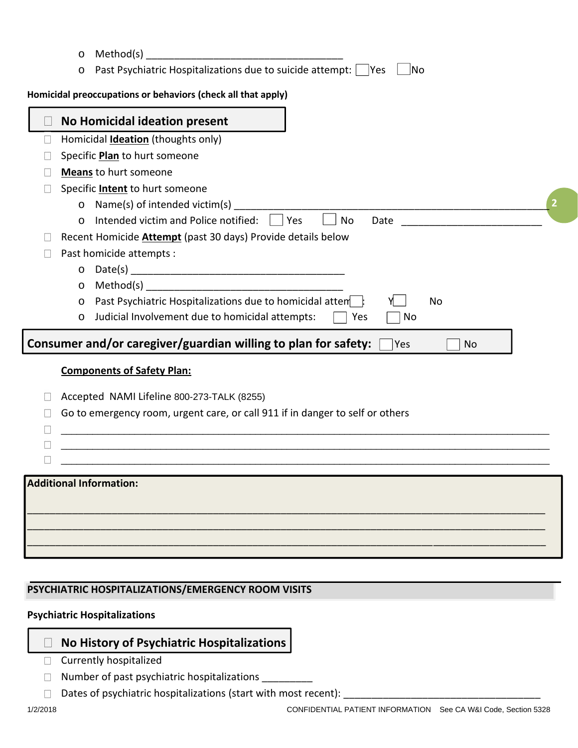- Method(s) ___________________________________
- Past Psychiatric Hospitalizations due to suicide attempt: ☐ Yes ☐ No

**Homicidal preoccupations or behaviors (check all that apply)**

☐ **No Homicidal ideation present**

☐ Homicidal **Ideation** (thoughts only)

☐ Specific **Plan** to hurt someone

☐ **Means** to hurt someone

☐ Specific **Intent** to hurt someone

- Name(s) of intended victim(s) ___________________________________________________________
- Intended victim and Police notified: ☐ Yes ☐ No Date _________________________

☐ Recent Homicide **Attempt** (past 30 days) Provide details below

☐ Past homicide attempts :

- Date(s) _______________________________________
- Method(s) ___________________________________
- Past Psychiatric Hospitalizations due to homicidal attem☐: Y☐ No
- Judicial Involvement due to homicidal attempts: ☐ Yes ☐ No

**Consumer and/or caregiver/guardian willing to plan for safety:** ☐ Yes ☐ No

**Components of Safety Plan:**

☐ Accepted NAMI Lifeline 800-273-TALK (8255)

☐ Go to emergency room, urgent care, or call 911 if in danger to self or others

☐ ________________________________________________________________________________

☐ ________________________________________________________________________________

☐ ________________________________________________________________________________

**Additional Information:**

________________________________________________________________________________

________________________________________________________________________________

________________________________________________________________________________

## PSYCHIATRIC HOSPITALIZATIONS/EMERGENCY ROOM VISITS

**Psychiatric Hospitalizations**

☐ **No History of Psychiatric Hospitalizations**

☐ Currently hospitalized

☐ Number of past psychiatric hospitalizations _________

☐ Dates of psychiatric hospitalizations (start with most recent): ___________________________________

1/2/2018 CONFIDENTIAL PATIENT INFORMATION See CA W&I Code, Section 5328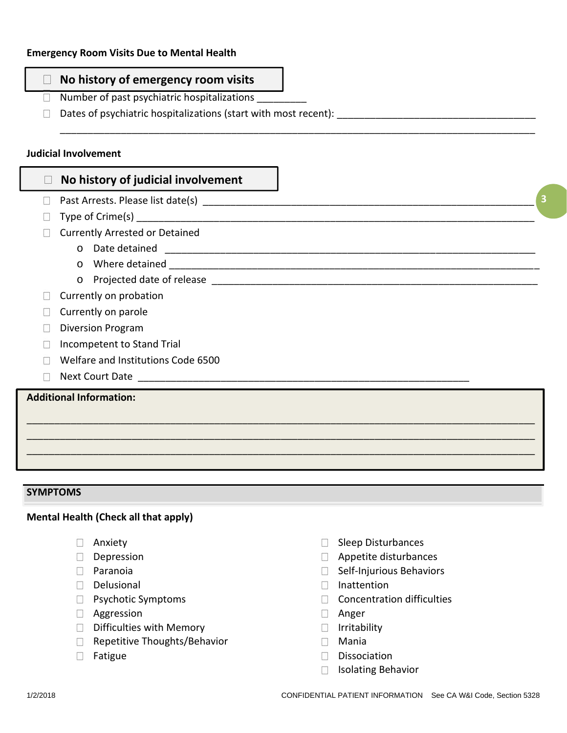**Emergency Room Visits Due to Mental Health**

- ☐ **No history of emergency room visits**
- ☐ Number of past psychiatric hospitalizations _________
- ☐ Dates of psychiatric hospitalizations (start with most recent): ____________________________________

_______________________________________________________________________________________

**Judicial Involvement**

- ☐ **No history of judicial involvement**
- ☐ Past Arrests. Please list date(s) ______________________________________________________________
- ☐ Type of Crime(s) ___________________________________________________________________________
- ☐ Currently Arrested or Detained
    - o Date detained ____________________________________________________________________
    - o Where detained ____________________________________________________________________
    - o Projected date of release ____________________________________________________________
- ☐ Currently on probation
- ☐ Currently on parole
- ☐ Diversion Program
- ☐ Incompetent to Stand Trial
- ☐ Welfare and Institutions Code 6500
- ☐ Next Court Date ____________________________________________________________

**Additional Information:**

_______________________________________________________________________________________

_______________________________________________________________________________________

_______________________________________________________________________________________

## SYMPTOMS

**Mental Health (Check all that apply)**

- ☐ Anxiety
- ☐ Depression
- ☐ Paranoia
- ☐ Delusional
- ☐ Psychotic Symptoms
- ☐ Aggression
- ☐ Difficulties with Memory
- ☐ Repetitive Thoughts/Behavior
- ☐ Fatigue
- ☐ Sleep Disturbances
- ☐ Appetite disturbances
- ☐ Self-Injurious Behaviors
- ☐ Inattention
- ☐ Concentration difficulties
- ☐ Anger
- ☐ Irritability
- ☐ Mania
- ☐ Dissociation
- ☐ Isolating Behavior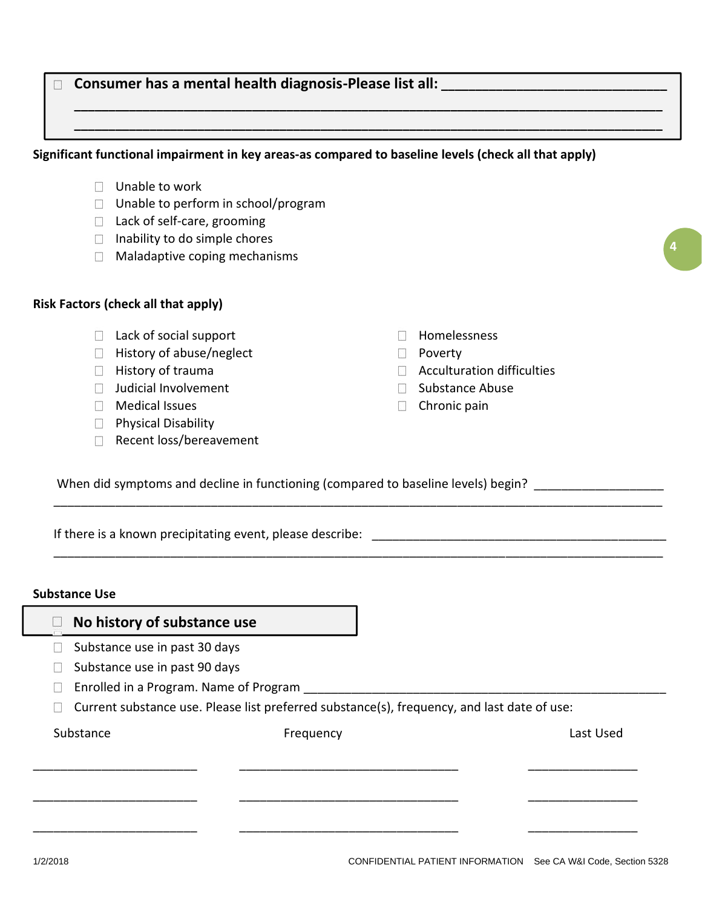☐ **Consumer has a mental health diagnosis-Please list all:** ______________________________

______________________________________________________________________________

______________________________________________________________________________

**Significant functional impairment in key areas-as compared to baseline levels (check all that apply)**

- ☐ Unable to work
- ☐ Unable to perform in school/program
- ☐ Lack of self-care, grooming
- ☐ Inability to do simple chores
- ☐ Maladaptive coping mechanisms

**Risk Factors (check all that apply)**

- ☐ Lack of social support
- ☐ History of abuse/neglect
- ☐ History of trauma
- ☐ Judicial Involvement
- ☐ Medical Issues
- ☐ Physical Disability
- ☐ Recent loss/bereavement
- ☐ Homelessness
- ☐ Poverty
- ☐ Acculturation difficulties
- ☐ Substance Abuse
- ☐ Chronic pain

When did symptoms and decline in functioning (compared to baseline levels) begin? ___________________

______________________________________________________________________________

If there is a known precipitating event, please describe: _____________________________________________

______________________________________________________________________________

**Substance Use**

☐ **No history of substance use**

- ☐ Substance use in past 30 days
- ☐ Substance use in past 90 days
- ☐ Enrolled in a Program. Name of Program _______________________________________________
- ☐ Current substance use. Please list preferred substance(s), frequency, and last date of use:

| Substance | Frequency | Last Used |
|---|---|---|
| ________________________ | ________________________________ | ________________ |
| ________________________ | ________________________________ | ________________ |
| ________________________ | ________________________________ | ________________ |

1/2/2018 CONFIDENTIAL PATIENT INFORMATION See CA W&I Code, Section 5328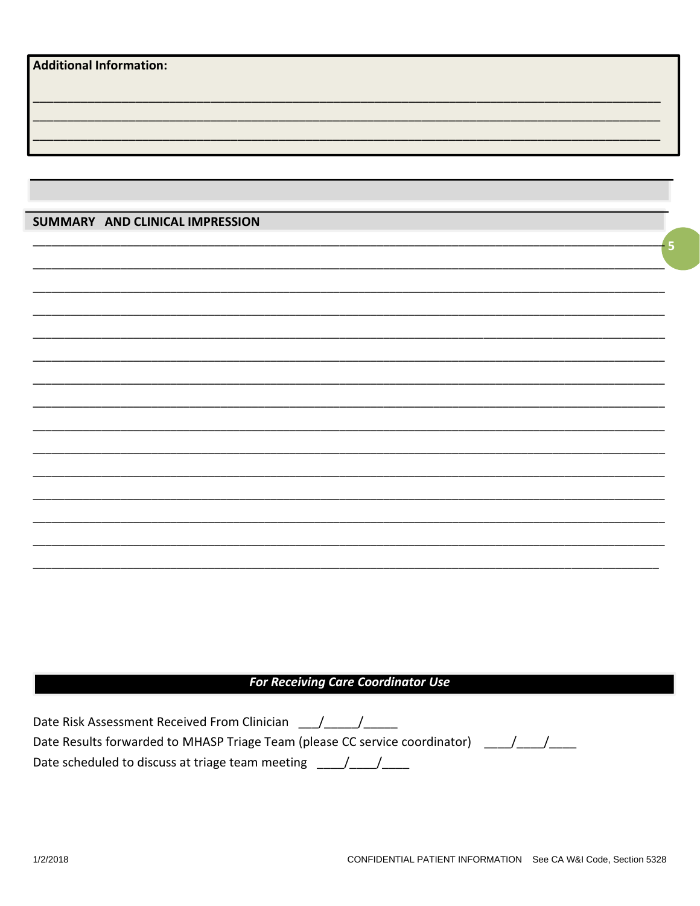**Additional Information:**

\_\_\_\_\_\_\_\_\_\_\_\_\_\_\_\_\_\_\_\_\_\_\_\_\_\_\_\_\_\_\_\_\_\_\_\_\_\_\_\_\_\_\_\_\_\_\_\_\_\_\_\_\_\_\_\_\_\_\_\_\_\_\_\_\_\_\_\_\_\_\_\_\_\_\_\_\_\_

\_\_\_\_\_\_\_\_\_\_\_\_\_\_\_\_\_\_\_\_\_\_\_\_\_\_\_\_\_\_\_\_\_\_\_\_\_\_\_\_\_\_\_\_\_\_\_\_\_\_\_\_\_\_\_\_\_\_\_\_\_\_\_\_\_\_\_\_\_\_\_\_\_\_\_\_\_\_

\_\_\_\_\_\_\_\_\_\_\_\_\_\_\_\_\_\_\_\_\_\_\_\_\_\_\_\_\_\_\_\_\_\_\_\_\_\_\_\_\_\_\_\_\_\_\_\_\_\_\_\_\_\_\_\_\_\_\_\_\_\_\_\_\_\_\_\_\_\_\_\_\_\_\_\_\_\_

## SUMMARY AND CLINICAL IMPRESSION

\_\_\_\_\_\_\_\_\_\_\_\_\_\_\_\_\_\_\_\_\_\_\_\_\_\_\_\_\_\_\_\_\_\_\_\_\_\_\_\_\_\_\_\_\_\_\_\_\_\_\_\_\_\_\_\_\_\_\_\_\_\_\_\_\_\_\_\_\_\_\_\_\_\_\_\_\_\_

\_\_\_\_\_\_\_\_\_\_\_\_\_\_\_\_\_\_\_\_\_\_\_\_\_\_\_\_\_\_\_\_\_\_\_\_\_\_\_\_\_\_\_\_\_\_\_\_\_\_\_\_\_\_\_\_\_\_\_\_\_\_\_\_\_\_\_\_\_\_\_\_\_\_\_\_\_\_

\_\_\_\_\_\_\_\_\_\_\_\_\_\_\_\_\_\_\_\_\_\_\_\_\_\_\_\_\_\_\_\_\_\_\_\_\_\_\_\_\_\_\_\_\_\_\_\_\_\_\_\_\_\_\_\_\_\_\_\_\_\_\_\_\_\_\_\_\_\_\_\_\_\_\_\_\_\_

\_\_\_\_\_\_\_\_\_\_\_\_\_\_\_\_\_\_\_\_\_\_\_\_\_\_\_\_\_\_\_\_\_\_\_\_\_\_\_\_\_\_\_\_\_\_\_\_\_\_\_\_\_\_\_\_\_\_\_\_\_\_\_\_\_\_\_\_\_\_\_\_\_\_\_\_\_\_

\_\_\_\_\_\_\_\_\_\_\_\_\_\_\_\_\_\_\_\_\_\_\_\_\_\_\_\_\_\_\_\_\_\_\_\_\_\_\_\_\_\_\_\_\_\_\_\_\_\_\_\_\_\_\_\_\_\_\_\_\_\_\_\_\_\_\_\_\_\_\_\_\_\_\_\_\_\_

\_\_\_\_\_\_\_\_\_\_\_\_\_\_\_\_\_\_\_\_\_\_\_\_\_\_\_\_\_\_\_\_\_\_\_\_\_\_\_\_\_\_\_\_\_\_\_\_\_\_\_\_\_\_\_\_\_\_\_\_\_\_\_\_\_\_\_\_\_\_\_\_\_\_\_\_\_\_

\_\_\_\_\_\_\_\_\_\_\_\_\_\_\_\_\_\_\_\_\_\_\_\_\_\_\_\_\_\_\_\_\_\_\_\_\_\_\_\_\_\_\_\_\_\_\_\_\_\_\_\_\_\_\_\_\_\_\_\_\_\_\_\_\_\_\_\_\_\_\_\_\_\_\_\_\_\_

\_\_\_\_\_\_\_\_\_\_\_\_\_\_\_\_\_\_\_\_\_\_\_\_\_\_\_\_\_\_\_\_\_\_\_\_\_\_\_\_\_\_\_\_\_\_\_\_\_\_\_\_\_\_\_\_\_\_\_\_\_\_\_\_\_\_\_\_\_\_\_\_\_\_\_\_\_\_

\_\_\_\_\_\_\_\_\_\_\_\_\_\_\_\_\_\_\_\_\_\_\_\_\_\_\_\_\_\_\_\_\_\_\_\_\_\_\_\_\_\_\_\_\_\_\_\_\_\_\_\_\_\_\_\_\_\_\_\_\_\_\_\_\_\_\_\_\_\_\_\_\_\_\_\_\_\_

\_\_\_\_\_\_\_\_\_\_\_\_\_\_\_\_\_\_\_\_\_\_\_\_\_\_\_\_\_\_\_\_\_\_\_\_\_\_\_\_\_\_\_\_\_\_\_\_\_\_\_\_\_\_\_\_\_\_\_\_\_\_\_\_\_\_\_\_\_\_\_\_\_\_\_\_\_\_

\_\_\_\_\_\_\_\_\_\_\_\_\_\_\_\_\_\_\_\_\_\_\_\_\_\_\_\_\_\_\_\_\_\_\_\_\_\_\_\_\_\_\_\_\_\_\_\_\_\_\_\_\_\_\_\_\_\_\_\_\_\_\_\_\_\_\_\_\_\_\_\_\_\_\_\_\_\_

\_\_\_\_\_\_\_\_\_\_\_\_\_\_\_\_\_\_\_\_\_\_\_\_\_\_\_\_\_\_\_\_\_\_\_\_\_\_\_\_\_\_\_\_\_\_\_\_\_\_\_\_\_\_\_\_\_\_\_\_\_\_\_\_\_\_\_\_\_\_\_\_\_\_\_\_\_\_

\_\_\_\_\_\_\_\_\_\_\_\_\_\_\_\_\_\_\_\_\_\_\_\_\_\_\_\_\_\_\_\_\_\_\_\_\_\_\_\_\_\_\_\_\_\_\_\_\_\_\_\_\_\_\_\_\_\_\_\_\_\_\_\_\_\_\_\_\_\_\_\_\_\_\_\_\_\_

\_\_\_\_\_\_\_\_\_\_\_\_\_\_\_\_\_\_\_\_\_\_\_\_\_\_\_\_\_\_\_\_\_\_\_\_\_\_\_\_\_\_\_\_\_\_\_\_\_\_\_\_\_\_\_\_\_\_\_\_\_\_\_\_\_\_\_\_\_\_\_\_\_\_\_\_\_\_

\_\_\_\_\_\_\_\_\_\_\_\_\_\_\_\_\_\_\_\_\_\_\_\_\_\_\_\_\_\_\_\_\_\_\_\_\_\_\_\_\_\_\_\_\_\_\_\_\_\_\_\_\_\_\_\_\_\_\_\_\_\_\_\_\_\_\_\_\_\_\_\_\_\_\_\_\_\_

\_\_\_\_\_\_\_\_\_\_\_\_\_\_\_\_\_\_\_\_\_\_\_\_\_\_\_\_\_\_\_\_\_\_\_\_\_\_\_\_\_\_\_\_\_\_\_\_\_\_\_\_\_\_\_\_\_\_\_\_\_\_\_\_\_\_\_\_\_\_\_\_\_\_\_\_\_\_

### *For Receiving Care Coordinator Use*

Date Risk Assessment Received From Clinician \_\_\_/\_\_\_\_\_/\_\_\_\_\_

Date Results forwarded to MHASP Triage Team (please CC service coordinator) \_\_\_\_/\_\_\_\_/\_\_\_\_

Date scheduled to discuss at triage team meeting \_\_\_\_/\_\_\_\_/\_\_\_\_

1/2/2018

CONFIDENTIAL PATIENT INFORMATION See CA W&I Code, Section 5328